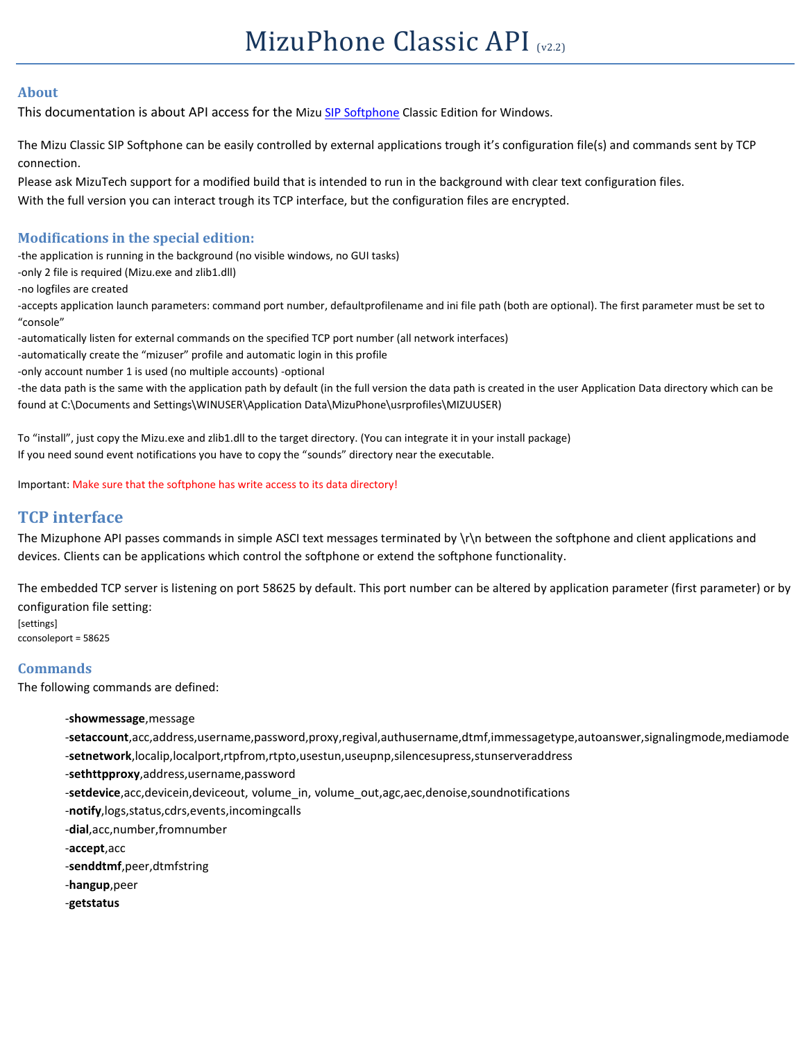# MizuPhone Classic API (v2.2)

## About

This documentation is about API access for the Mizu SIP Softphone Classic Edition for Windows.

The Mizu Classic SIP Softphone can be easily controlled by external applications trough it's configuration file(s) and commands sent by TCP connection.
Please ask MizuTech support for a modified build that is intended to run in the background with clear text configuration files.
With the full version you can interact trough its TCP interface, but the configuration files are encrypted.

## Modifications in the special edition:

-the application is running in the background (no visible windows, no GUI tasks)
-only 2 file is required (Mizu.exe and zlib1.dll)
-no logfiles are created
-accepts application launch parameters: command port number, defaultprofilename and ini file path (both are optional). The first parameter must be set to "console"
-automatically listen for external commands on the specified TCP port number (all network interfaces)
-automatically create the "mizuser" profile and automatic login in this profile
-only account number 1 is used (no multiple accounts) -optional
-the data path is the same with the application path by default (in the full version the data path is created in the user Application Data directory which can be found at C:\Documents and Settings\WINUSER\Application Data\MizuPhone\usrprofiles\MIZUUSER)

To "install", just copy the Mizu.exe and zlib1.dll to the target directory. (You can integrate it in your install package)
If you need sound event notifications you have to copy the "sounds" directory near the executable.

Important: Make sure that the softphone has write access to its data directory!

# TCP interface

The Mizuphone API passes commands in simple ASCI text messages terminated by \r\n between the softphone and client applications and devices. Clients can be applications which control the softphone or extend the softphone functionality.

The embedded TCP server is listening on port 58625 by default. This port number can be altered by application parameter (first parameter) or by configuration file setting:

```
[settings]
cconsoleport = 58625
```

## Commands

The following commands are defined:

- -**showmessage**,message
- -**setaccount**,acc,address,username,password,proxy,regival,authusername,dtmf,immessagetype,autoanswer,signalingmode,mediamode
- -**setnetwork**,localip,localport,rtpfrom,rtpto,usestun,useupnp,silencesupress,stunserveraddress
- -**sethttpproxy**,address,username,password
- -**setdevice**,acc,devicein,deviceout, volume_in, volume_out,agc,aec,denoise,soundnotifications
- -**notify**,logs,status,cdrs,events,incomingcalls
- -**dial**,acc,number,fromnumber
- -**accept**,acc
- -**senddtmf**,peer,dtmfstring
- -**hangup**,peer
- -**getstatus**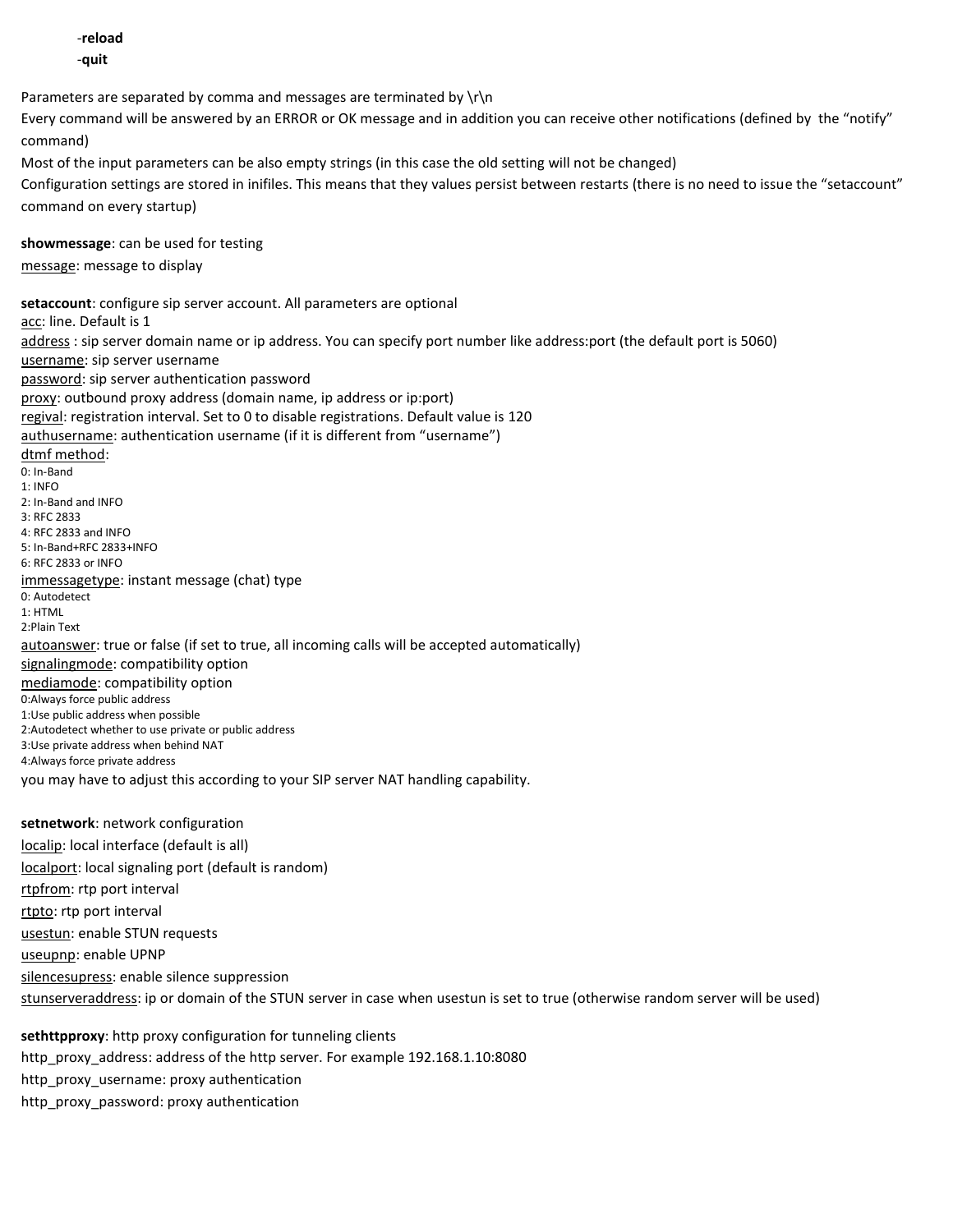-**reload**
-**quit**

Parameters are separated by comma and messages are terminated by \r\n
Every command will be answered by an ERROR or OK message and in addition you can receive other notifications (defined by the "notify" command)
Most of the input parameters can be also empty strings (in this case the old setting will not be changed)
Configuration settings are stored in inifiles. This means that they values persist between restarts (there is no need to issue the "setaccount" command on every startup)

**showmessage**: can be used for testing
<u>message</u>: message to display

**setaccount**: configure sip server account. All parameters are optional
<u>acc</u>: line. Default is 1
<u>address</u> : sip server domain name or ip address. You can specify port number like address:port (the default port is 5060)
<u>username</u>: sip server username
<u>password</u>: sip server authentication password
<u>proxy</u>: outbound proxy address (domain name, ip address or ip:port)
<u>regival</u>: registration interval. Set to 0 to disable registrations. Default value is 120
<u>authusername</u>: authentication username (if it is different from "username")
<u>dtmf method</u>:
0: In-Band
1: INFO
2: In-Band and INFO
3: RFC 2833
4: RFC 2833 and INFO
5: In-Band+RFC 2833+INFO
6: RFC 2833 or INFO
<u>immessagetype</u>: instant message (chat) type
0: Autodetect
1: HTML
2:Plain Text
<u>autoanswer</u>: true or false (if set to true, all incoming calls will be accepted automatically)
<u>signalingmode</u>: compatibility option
<u>mediamode</u>: compatibility option
0:Always force public address
1:Use public address when possible
2:Autodetect whether to use private or public address
3:Use private address when behind NAT
4:Always force private address
you may have to adjust this according to your SIP server NAT handling capability.

**setnetwork**: network configuration
<u>localip</u>: local interface (default is all)
<u>localport</u>: local signaling port (default is random)
<u>rtpfrom</u>: rtp port interval
<u>rtpto</u>: rtp port interval
<u>usestun</u>: enable STUN requests
<u>useupnp</u>: enable UPNP
<u>silencesupress</u>: enable silence suppression
<u>stunserveraddress</u>: ip or domain of the STUN server in case when usestun is set to true (otherwise random server will be used)

**sethttpproxy**: http proxy configuration for tunneling clients
http_proxy_address: address of the http server. For example 192.168.1.10:8080
http_proxy_username: proxy authentication
http_proxy_password: proxy authentication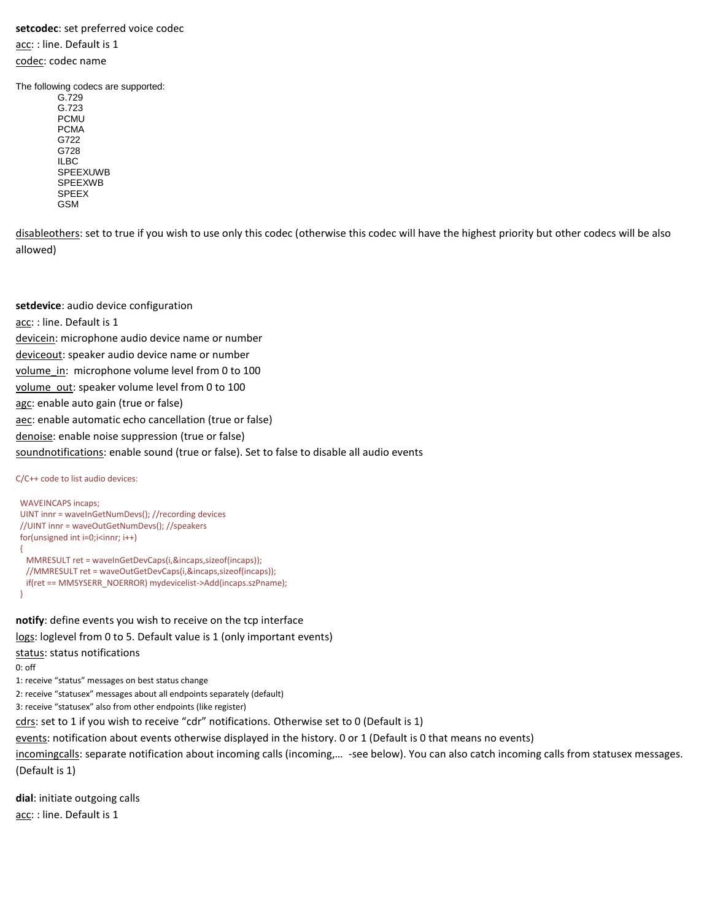**setcodec**: set preferred voice codec

acc: : line. Default is 1

codec: codec name

The following codecs are supported:

- G.729
- G.723
- PCMU
- PCMA
- G722
- G728
- ILBC
- SPEEXUWB
- SPEEXWB
- SPEEX
- GSM

disableothers: set to true if you wish to use only this codec (otherwise this codec will have the highest priority but other codecs will be also allowed)

**setdevice**: audio device configuration

acc: : line. Default is 1

devicein: microphone audio device name or number

deviceout: speaker audio device name or number

volume_in: microphone volume level from 0 to 100

volume_out: speaker volume level from 0 to 100

agc: enable auto gain (true or false)

aec: enable automatic echo cancellation (true or false)

denoise: enable noise suppression (true or false)

soundnotifications: enable sound (true or false). Set to false to disable all audio events

C/C++ code to list audio devices:

```
WAVEINCAPS incaps;
UINT innr = waveInGetNumDevs(); //recording devices
//UINT innr = waveOutGetNumDevs(); //speakers
for(unsigned int i=0;i<innr; i++)
{
  MMRESULT ret = waveInGetDevCaps(i,&incaps,sizeof(incaps));
  //MMRESULT ret = waveOutGetDevCaps(i,&incaps,sizeof(incaps));
  if(ret == MMSYSERR_NOERROR) mydevicelist->Add(incaps.szPname);
}
```

**notify**: define events you wish to receive on the tcp interface

logs: loglevel from 0 to 5. Default value is 1 (only important events)

status: status notifications

0: off

1: receive "status" messages on best status change

2: receive "statusex" messages about all endpoints separately (default)

3: receive "statusex" also from other endpoints (like register)

cdrs: set to 1 if you wish to receive "cdr" notifications. Otherwise set to 0 (Default is 1)

events: notification about events otherwise displayed in the history. 0 or 1 (Default is 0 that means no events)

incomingcalls: separate notification about incoming calls (incoming,… -see below). You can also catch incoming calls from statusex messages. (Default is 1)

**dial**: initiate outgoing calls

acc: : line. Default is 1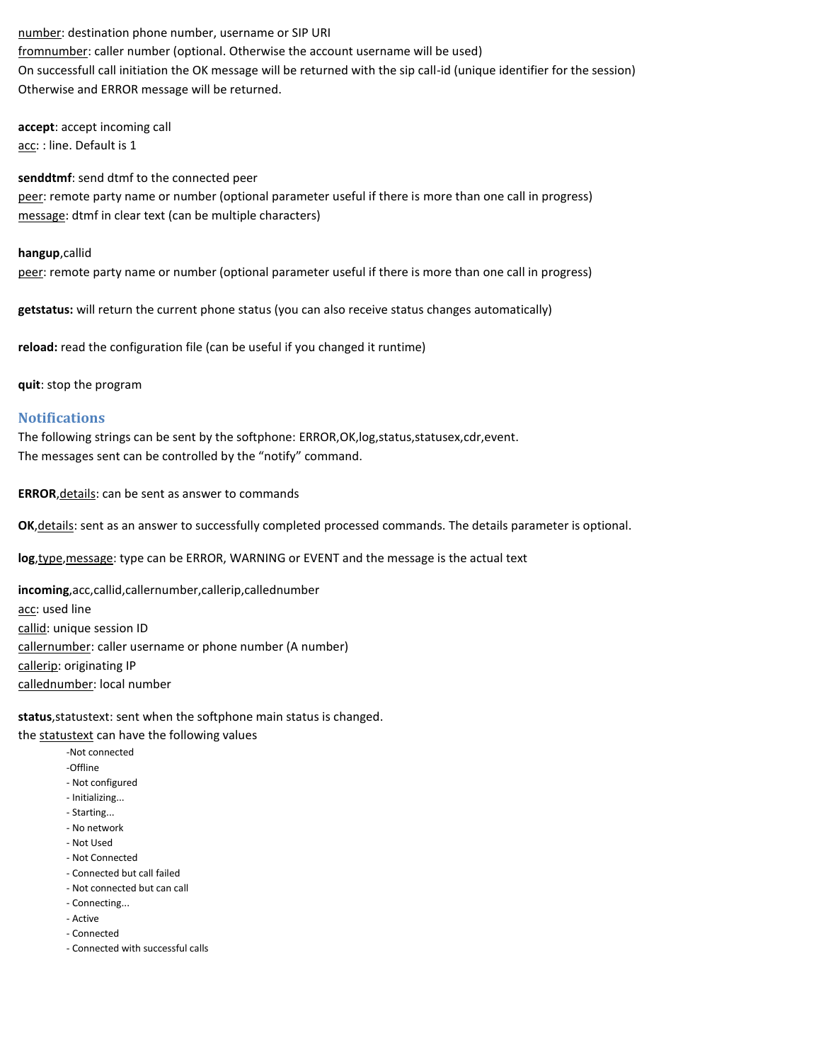number: destination phone number, username or SIP URI
fromnumber: caller number (optional. Otherwise the account username will be used)
On successfull call initiation the OK message will be returned with the sip call-id (unique identifier for the session)
Otherwise and ERROR message will be returned.

**accept**: accept incoming call
acc: : line. Default is 1

**senddtmf**: send dtmf to the connected peer
peer: remote party name or number (optional parameter useful if there is more than one call in progress)
message: dtmf in clear text (can be multiple characters)

**hangup**,callid
peer: remote party name or number (optional parameter useful if there is more than one call in progress)

**getstatus:** will return the current phone status (you can also receive status changes automatically)

**reload:** read the configuration file (can be useful if you changed it runtime)

**quit**: stop the program

## Notifications

The following strings can be sent by the softphone: ERROR,OK,log,status,statusex,cdr,event.
The messages sent can be controlled by the "notify" command.

**ERROR**,details: can be sent as answer to commands

**OK**,details: sent as an answer to successfully completed processed commands. The details parameter is optional.

**log**,type,message: type can be ERROR, WARNING or EVENT and the message is the actual text

**incoming**,acc,callid,callernumber,callerip,callednumber
acc: used line
callid: unique session ID
callernumber: caller username or phone number (A number)
callerip: originating IP
callednumber: local number

**status**,statustext: sent when the softphone main status is changed.
the statustext can have the following values

- Not connected
- Offline
- Not configured
- Initializing...
- Starting...
- No network
- Not Used
- Not Connected
- Connected but call failed
- Not connected but can call
- Connecting...
- Active
- Connected
- Connected with successful calls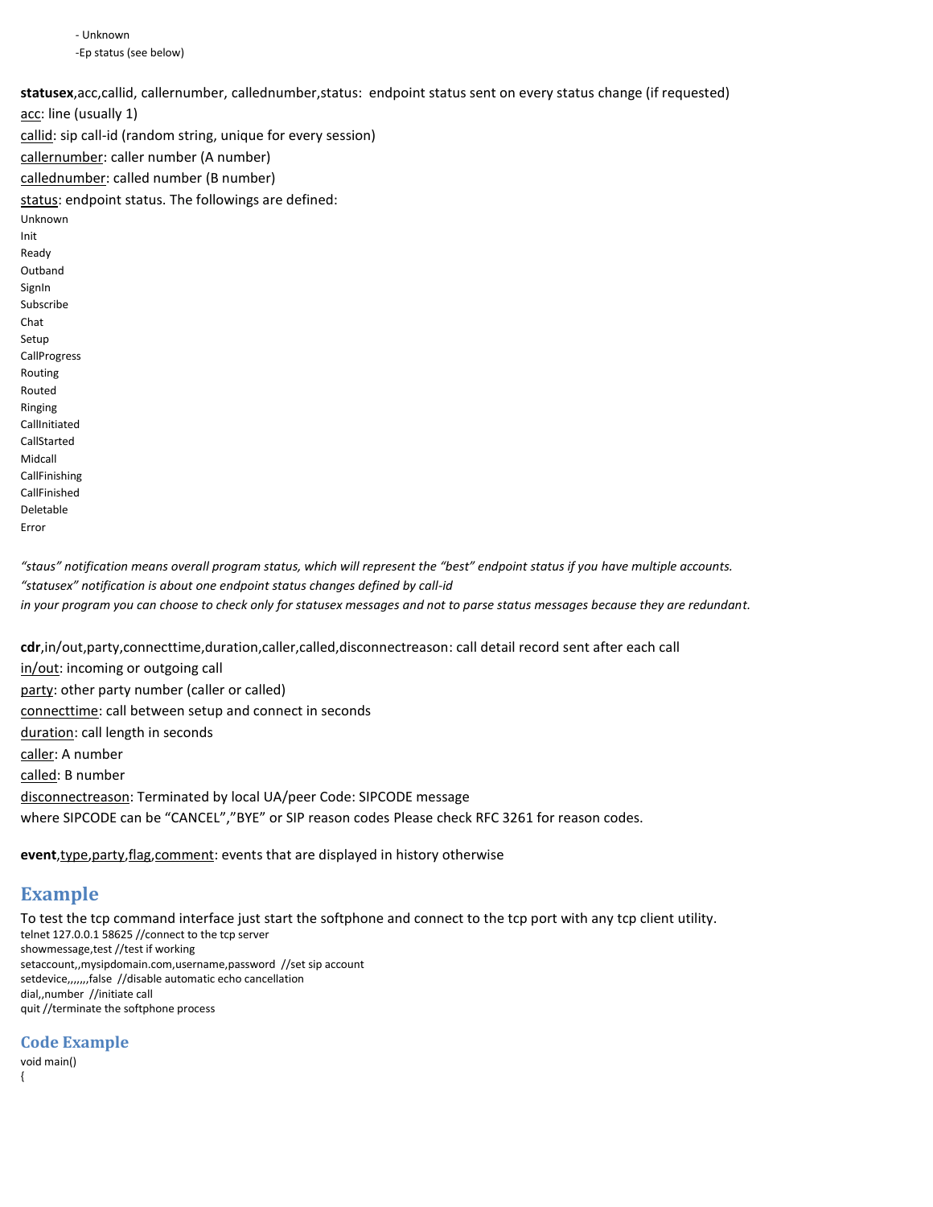- Unknown
-Ep status (see below)

**statusex**,acc,callid, callernumber, callednumber,status: endpoint status sent on every status change (if requested)
acc: line (usually 1)
callid: sip call-id (random string, unique for every session)
callernumber: caller number (A number)
callednumber: called number (B number)
status: endpoint status. The followings are defined:

Unknown
Init
Ready
Outband
SignIn
Subscribe
Chat
Setup
CallProgress
Routing
Routed
Ringing
CallInitiated
CallStarted
Midcall
CallFinishing
CallFinished
Deletable
Error

*"staus" notification means overall program status, which will represent the "best" endpoint status if you have multiple accounts.*
*"statusex" notification is about one endpoint status changes defined by call-id*
*in your program you can choose to check only for statusex messages and not to parse status messages because they are redundant.*

**cdr**,in/out,party,connecttime,duration,caller,called,disconnectreason: call detail record sent after each call
in/out: incoming or outgoing call
party: other party number (caller or called)
connecttime: call between setup and connect in seconds
duration: call length in seconds
caller: A number
called: B number
disconnectreason: Terminated by local UA/peer Code: SIPCODE message
where SIPCODE can be "CANCEL","BYE" or SIP reason codes Please check RFC 3261 for reason codes.

**event**,type,party,flag,comment: events that are displayed in history otherwise

## Example

To test the tcp command interface just start the softphone and connect to the tcp port with any tcp client utility.

```
telnet 127.0.0.1 58625 //connect to the tcp server
showmessage,test //test if working
setaccount,,mysipdomain.com,username,password  //set sip account
setdevice,,,,,,,false  //disable automatic echo cancellation
dial,,number  //initiate call
quit //terminate the softphone process
```

### Code Example

```
void main()
{
```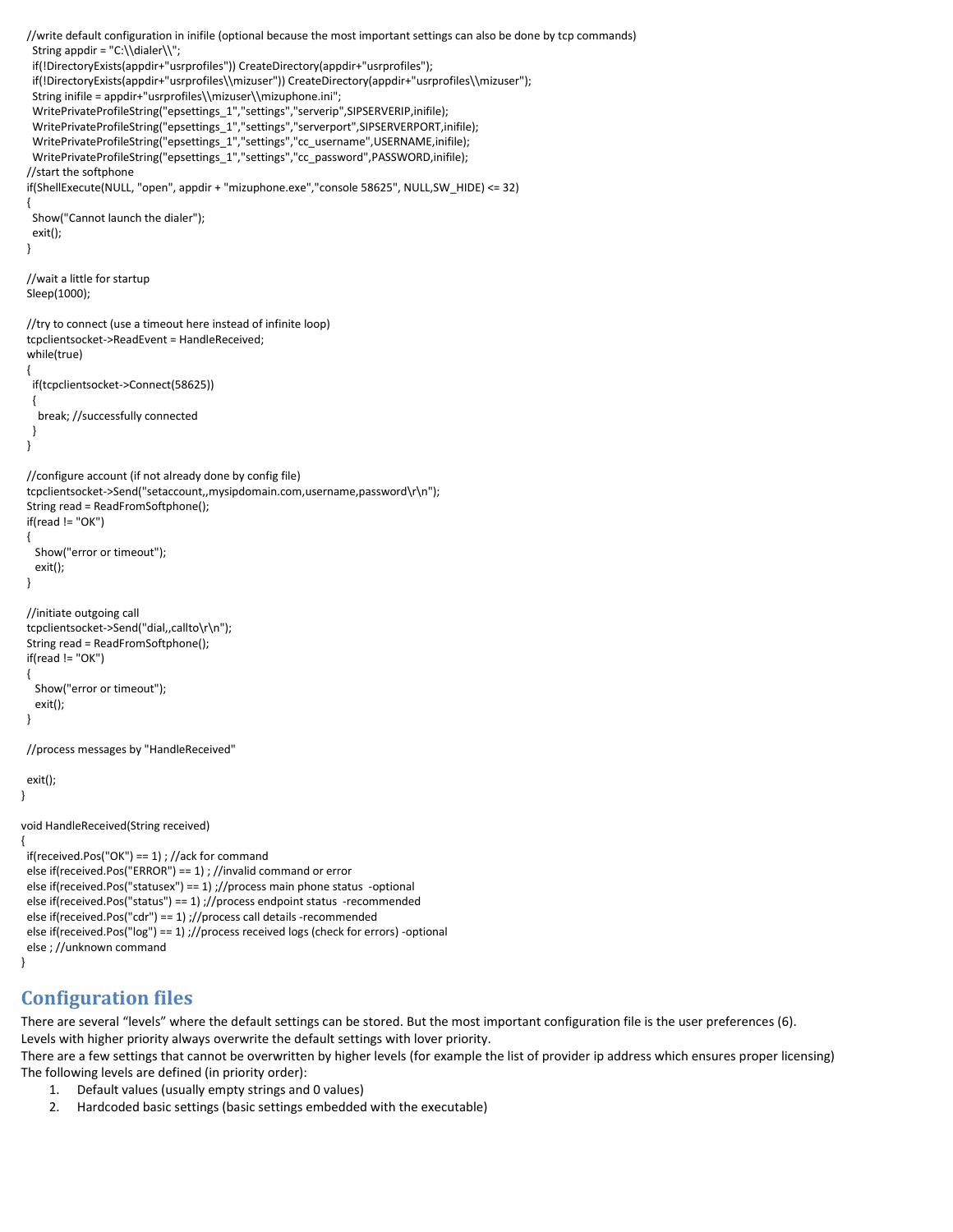```
  //write default configuration in inifile (optional because the most important settings can also be done by tcp commands)
   String appdir = "C:\\dialer\\";
   if(!DirectoryExists(appdir+"usrprofiles")) CreateDirectory(appdir+"usrprofiles");
   if(!DirectoryExists(appdir+"usrprofiles\\mizuser")) CreateDirectory(appdir+"usrprofiles\\mizuser");
   String inifile = appdir+"usrprofiles\\mizuser\\mizuphone.ini";
   WritePrivateProfileString("epsettings_1","settings","serverip",SIPSERVERIP,inifile);
   WritePrivateProfileString("epsettings_1","settings","serverport",SIPSERVERPORT,inifile);
   WritePrivateProfileString("epsettings_1","settings","cc_username",USERNAME,inifile);
   WritePrivateProfileString("epsettings_1","settings","cc_password",PASSWORD,inifile);
  //start the softphone
  if(ShellExecute(NULL, "open", appdir + "mizuphone.exe","console 58625", NULL,SW_HIDE) <= 32)
  {
   Show("Cannot launch the dialer");
   exit();
  }

  //wait a little for startup
  Sleep(1000);

  //try to connect (use a timeout here instead of infinite loop)
  tcpclientsocket->ReadEvent = HandleReceived;
  while(true)
  {
   if(tcpclientsocket->Connect(58625))
   {
     break; //successfully connected
   }
  }

  //configure account (if not already done by config file)
  tcpclientsocket->Send("setaccount,,mysipdomain.com,username,password\r\n");
  String read = ReadFromSoftphone();
  if(read != "OK")
  {
    Show("error or timeout");
    exit();
  }

  //initiate outgoing call
  tcpclientsocket->Send("dial,,callto\r\n");
  String read = ReadFromSoftphone();
  if(read != "OK")
  {
    Show("error or timeout");
    exit();
  }

  //process messages by "HandleReceived"

  exit();
}

void HandleReceived(String received)
{
  if(received.Pos("OK") == 1) ; //ack for command
  else if(received.Pos("ERROR") == 1) ; //invalid command or error
  else if(received.Pos("statusex") == 1) ;//process main phone status  -optional
  else if(received.Pos("status") == 1) ;//process endpoint status  -recommended
  else if(received.Pos("cdr") == 1) ;//process call details -recommended
  else if(received.Pos("log") == 1) ;//process received logs (check for errors) -optional
  else ; //unknown command
}
```

## Configuration files

There are several "levels" where the default settings can be stored. But the most important configuration file is the user preferences (6).
Levels with higher priority always overwrite the default settings with lover priority.
There are a few settings that cannot be overwritten by higher levels (for example the list of provider ip address which ensures proper licensing)
The following levels are defined (in priority order):

1. Default values (usually empty strings and 0 values)
2. Hardcoded basic settings (basic settings embedded with the executable)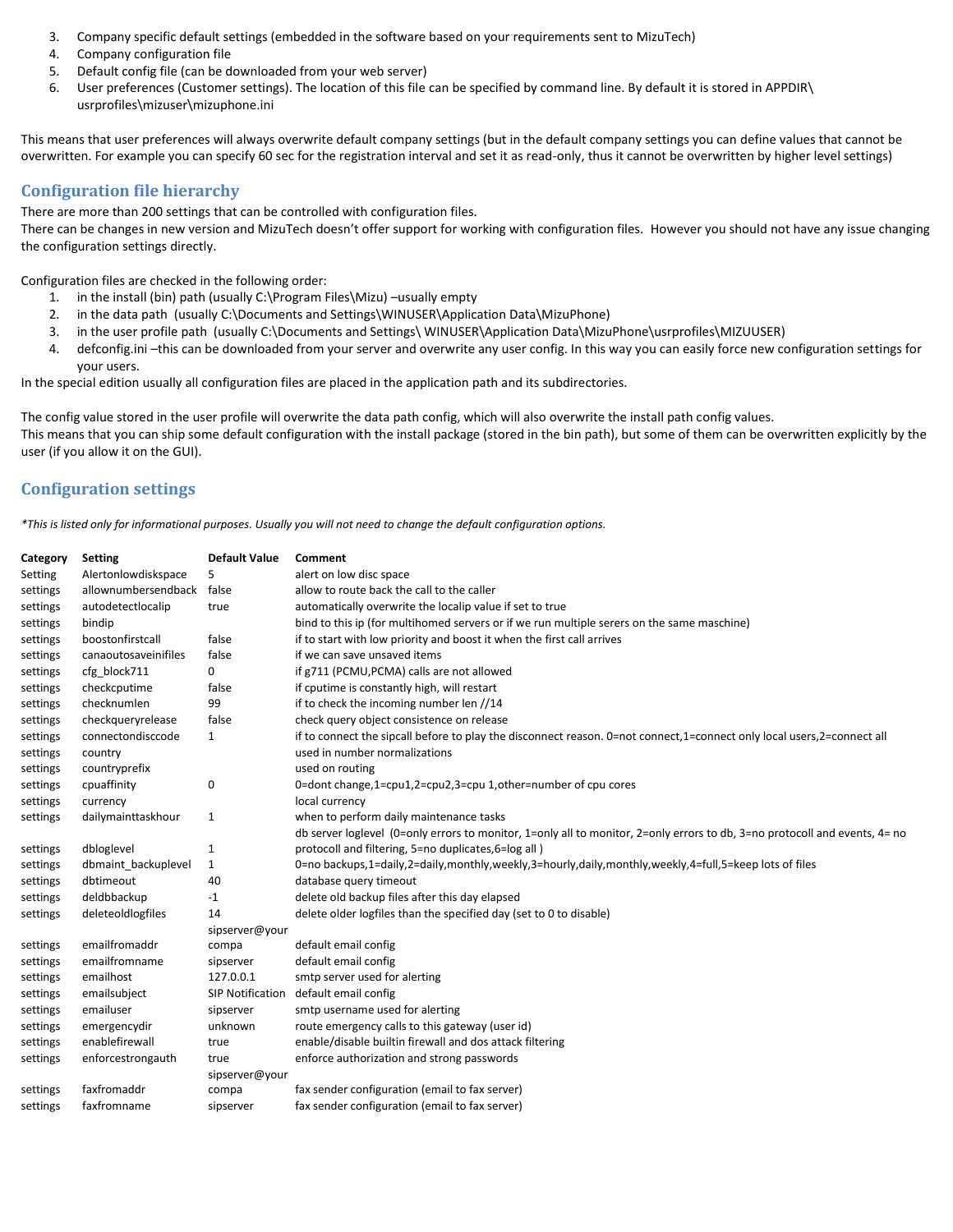3. Company specific default settings (embedded in the software based on your requirements sent to MizuTech)
4. Company configuration file
5. Default config file (can be downloaded from your web server)
6. User preferences (Customer settings). The location of this file can be specified by command line. By default it is stored in APPDIR\usrprofiles\mizuser\mizuphone.ini

This means that user preferences will always overwrite default company settings (but in the default company settings you can define values that cannot be overwritten. For example you can specify 60 sec for the registration interval and set it as read-only, thus it cannot be overwritten by higher level settings)

## Configuration file hierarchy

There are more than 200 settings that can be controlled with configuration files.
There can be changes in new version and MizuTech doesn't offer support for working with configuration files. However you should not have any issue changing the configuration settings directly.

Configuration files are checked in the following order:

1. in the install (bin) path (usually C:\Program Files\Mizu) –usually empty
2. in the data path (usually C:\Documents and Settings\WINUSER\Application Data\MizuPhone)
3. in the user profile path (usually C:\Documents and Settings\ WINUSER\Application Data\MizuPhone\usrprofiles\MIZUUSER)
4. defconfig.ini –this can be downloaded from your server and overwrite any user config. In this way you can easily force new configuration settings for your users.

In the special edition usually all configuration files are placed in the application path and its subdirectories.

The config value stored in the user profile will overwrite the data path config, which will also overwrite the install path config values.
This means that you can ship some default configuration with the install package (stored in the bin path), but some of them can be overwritten explicitly by the user (if you allow it on the GUI).

## Configuration settings

*\*This is listed only for informational purposes. Usually you will not need to change the default configuration options.*

| Category | Setting | Default Value | Comment |
|---|---|---|---|
| Setting | Alertonlowdiskspace | 5 | alert on low disc space |
| settings | allownumbersendback | false | allow to route back the call to the caller |
| settings | autodetectlocalip | true | automatically overwrite the localip value if set to true |
| settings | bindip | | bind to this ip (for multihomed servers or if we run multiple serers on the same maschine) |
| settings | boostonfirstcall | false | if to start with low priority and boost it when the first call arrives |
| settings | canaoutosaveinifiles | false | if we can save unsaved items |
| settings | cfg_block711 | 0 | if g711 (PCMU,PCMA) calls are not allowed |
| settings | checkcputime | false | if cputime is constantly high, will restart |
| settings | checknumlen | 99 | if to check the incoming number len //14 |
| settings | checkqueryrelease | false | check query object consistence on release |
| settings | connectondisccode | 1 | if to connect the sipcall before to play the disconnect reason. 0=not connect,1=connect only local users,2=connect all |
| settings | country | | used in number normalizations |
| settings | countryprefix | | used on routing |
| settings | cpuaffinity | 0 | 0=dont change,1=cpu1,2=cpu2,3=cpu 1,other=number of cpu cores |
| settings | currency | | local currency |
| settings | dailymainttaskhour | 1 | when to perform daily maintenance tasks |
| settings | dbloglevel | 1 | db server loglevel (0=only errors to monitor, 1=only all to monitor, 2=only errors to db, 3=no protocoll and events, 4= no protocoll and filtering, 5=no duplicates,6=log all ) |
| settings | dbmaint_backuplevel | 1 | 0=no backups,1=daily,2=daily,monthly,weekly,3=hourly,daily,monthly,weekly,4=full,5=keep lots of files |
| settings | dbtimeout | 40 | database query timeout |
| settings | deldbbackup | -1 | delete old backup files after this day elapsed |
| settings | deleteoldlogfiles | 14 | delete older logfiles than the specified day (set to 0 to disable) |
| settings | emailfromaddr | sipserver@your compa | default email config |
| settings | emailfromname | sipserver | default email config |
| settings | emailhost | 127.0.0.1 | smtp server used for alerting |
| settings | emailsubject | SIP Notification | default email config |
| settings | emailuser | sipserver | smtp username used for alerting |
| settings | emergencydir | unknown | route emergency calls to this gateway (user id) |
| settings | enablefirewall | true | enable/disable builtin firewall and dos attack filtering |
| settings | enforcestrongauth | true | enforce authorization and strong passwords |
| settings | faxfromaddr | sipserver@your compa | fax sender configuration (email to fax server) |
| settings | faxfromname | sipserver | fax sender configuration (email to fax server) |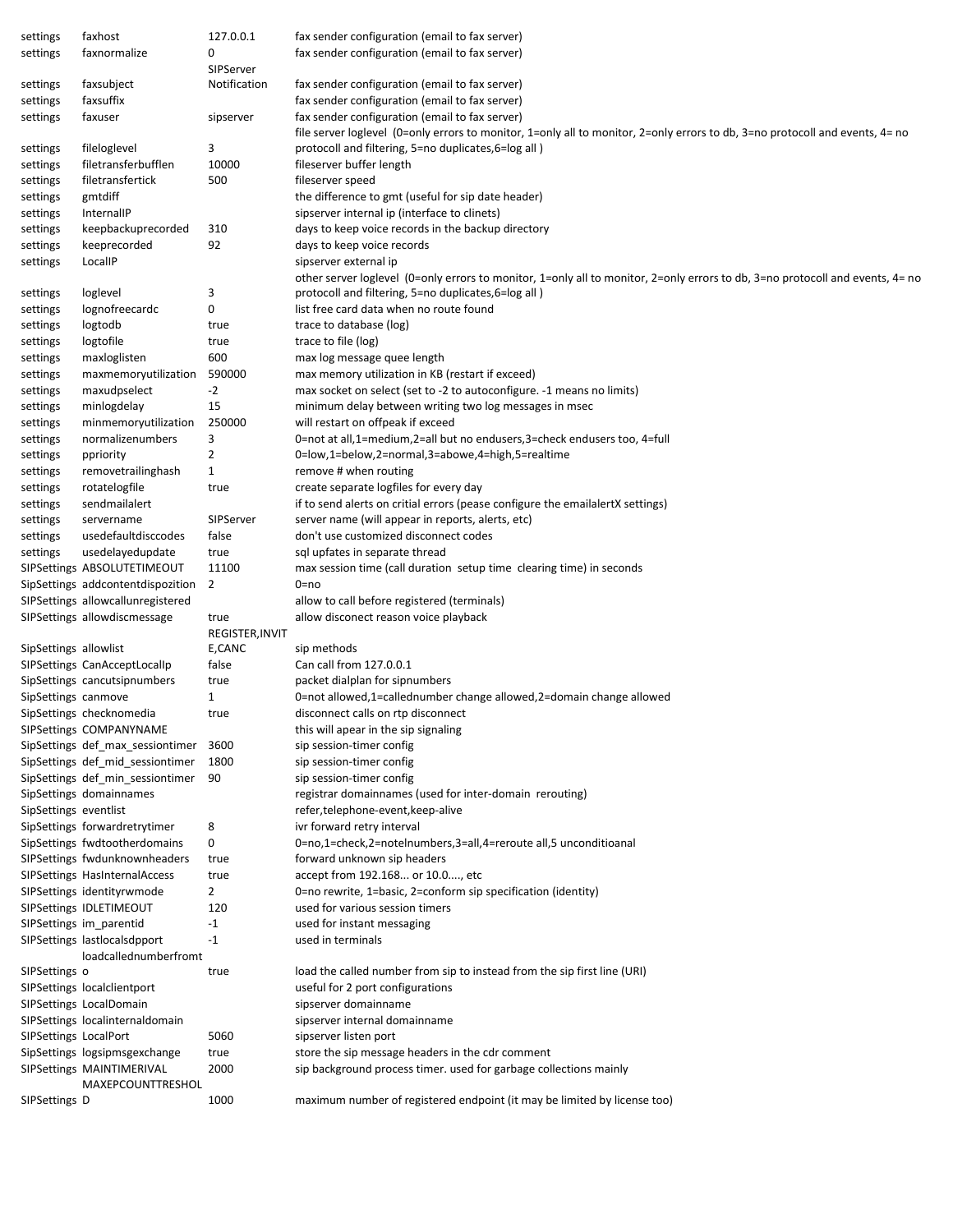| | | | |
|---|---|---|---|
| settings | faxhost | 127.0.0.1 | fax sender configuration (email to fax server) |
| settings | faxnormalize | 0 | fax sender configuration (email to fax server) |
| settings | faxsubject | SIPServer Notification | fax sender configuration (email to fax server) |
| settings | faxsuffix | | fax sender configuration (email to fax server) |
| settings | faxuser | sipserver | fax sender configuration (email to fax server) |
| settings | fileloglevel | 3 | file server loglevel (0=only errors to monitor, 1=only all to monitor, 2=only errors to db, 3=no protocoll and events, 4= no protocoll and filtering, 5=no duplicates,6=log all ) |
| settings | filetransferbufflen | 10000 | fileserver buffer length |
| settings | filetransfertick | 500 | fileserver speed |
| settings | gmtdiff | | the difference to gmt (useful for sip date header) |
| settings | InternalIP | | sipserver internal ip (interface to clinets) |
| settings | keepbackuprecorded | 310 | days to keep voice records in the backup directory |
| settings | keeprecorded | 92 | days to keep voice records |
| settings | LocalIP | | sipserver external ip |
| settings | loglevel | 3 | other server loglevel (0=only errors to monitor, 1=only all to monitor, 2=only errors to db, 3=no protocoll and events, 4= no protocoll and filtering, 5=no duplicates,6=log all ) |
| settings | lognofreecardc | 0 | list free card data when no route found |
| settings | logtodb | true | trace to database (log) |
| settings | logtofile | true | trace to file (log) |
| settings | maxloglisten | 600 | max log message quee length |
| settings | maxmemoryutilization | 590000 | max memory utilization in KB (restart if exceed) |
| settings | maxudpselect | -2 | max socket on select (set to -2 to autoconfigure. -1 means no limits) |
| settings | minlogdelay | 15 | minimum delay between writing two log messages in msec |
| settings | minmemoryutilization | 250000 | will restart on offpeak if exceed |
| settings | normalizenumbers | 3 | 0=not at all,1=medium,2=all but no endusers,3=check endusers too, 4=full |
| settings | ppriority | 2 | 0=low,1=below,2=normal,3=abowe,4=high,5=realtime |
| settings | removetrailinghash | 1 | remove # when routing |
| settings | rotatelogfile | true | create separate logfiles for every day |
| settings | sendmailalert | | if to send alerts on critial errors (pease configure the emailalertX settings) |
| settings | servername | SIPServer | server name (will appear in reports, alerts, etc) |
| settings | usedefaultdisccodes | false | don't use customized disconnect codes |
| settings | usedelayedupdate | true | sql upfates in separate thread |
| SIPSettings | ABSOLUTETIMEOUT | 11100 | max session time (call duration setup time clearing time) in seconds |
| SipSettings | addcontentdispozition | 2 | 0=no |
| SipSettings | allowcallunregistered | | allow to call before registered (terminals) |
| SIPSettings | allowdiscmessage | true | allow disconect reason voice playback |
| SipSettings | allowlist | REGISTER,INVITE,CANC | sip methods |
| SIPSettings | CanAcceptLocalIp | false | Can call from 127.0.0.1 |
| SipSettings | cancutsipnumbers | true | packet dialplan for sipnumbers |
| SipSettings | canmove | 1 | 0=not allowed,1=callednumber change allowed,2=domain change allowed |
| SipSettings | checknomedia | true | disconnect calls on rtp disconnect |
| SIPSettings | COMPANYNAME | | this will apear in the sip signaling |
| SipSettings | def_max_sessiontimer | 3600 | sip session-timer config |
| SipSettings | def_mid_sessiontimer | 1800 | sip session-timer config |
| SipSettings | def_min_sessiontimer | 90 | sip session-timer config |
| SipSettings | domainnames | | registrar domainnames (used for inter-domain rerouting) |
| SipSettings | eventlist | | refer,telephone-event,keep-alive |
| SIPSettings | forwardretrytimer | 8 | ivr forward retry interval |
| SipSettings | fwdtootherdomains | 0 | 0=no,1=check,2=notelnumbers,3=all,4=reroute all,5 unconditioanal |
| SIPSettings | fwdunknownheaders | true | forward unknown sip headers |
| SIPSettings | HasInternalAccess | true | accept from 192.168... or 10.0...., etc |
| SIPSettings | identityrwmode | 2 | 0=no rewrite, 1=basic, 2=conform sip specification (identity) |
| SIPSettings | IDLETIMEOUT | 120 | used for various session timers |
| SIPSettings | im_parentid | -1 | used for instant messaging |
| SipSettings | lastlocalsdpport | -1 | used in terminals |
| SIPSettings | loadcallednumberfromto | true | load the called number from sip to instead from the sip first line (URI) |
| SIPSettings | localclientport | | useful for 2 port configurations |
| SipSettings | LocalDomain | | sipserver domainname |
| SIPSettings | localinternaldomain | | sipserver internal domainname |
| SIPSettings | LocalPort | 5060 | sipserver listen port |
| SipSettings | logsipmsgexchange | true | store the sip message headers in the cdr comment |
| SIPSettings | MAINTIMERIVAL | 2000 | sip background process timer. used for garbage collections mainly |
| SIPSettings | MAXEPCOUNTTRESHOLD | 1000 | maximum number of registered endpoint (it may be limited by license too) |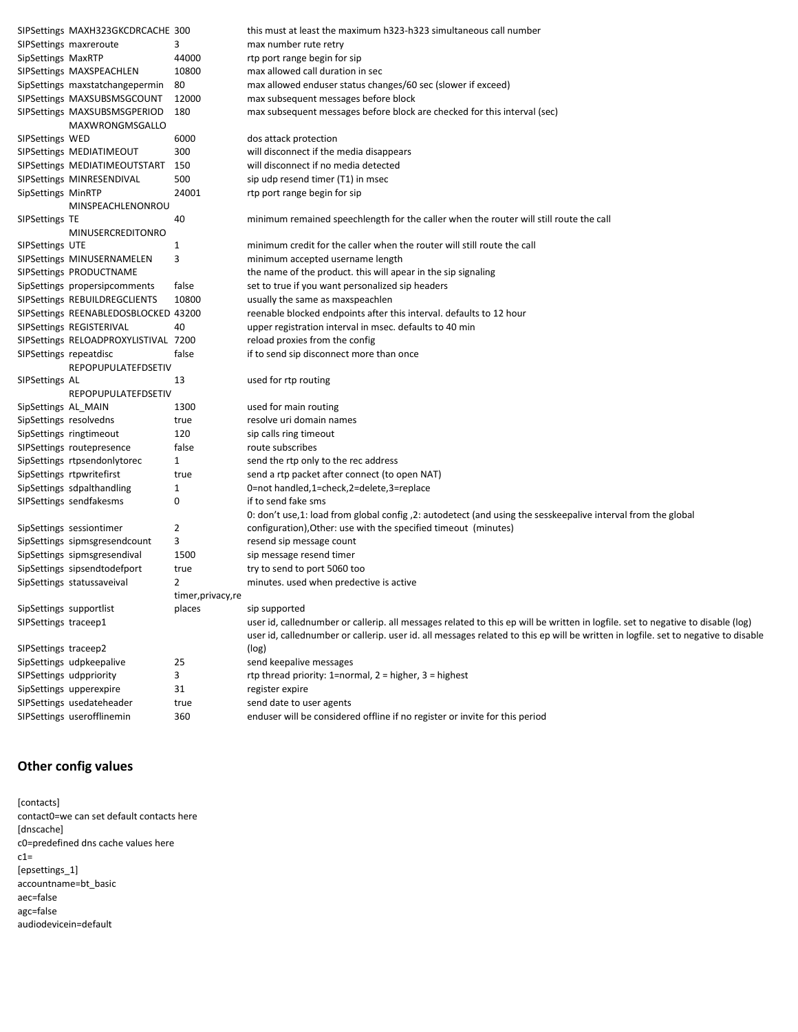| | | | |
|---|---|---|---|
| SIPSettings | MAXH323GKCDRCACHE | 300 | this must at least the maximum h323-h323 simultaneous call number |
| SIPSettings | maxreroute | 3 | max number rute retry |
| SipSettings | MaxRTP | 44000 | rtp port range begin for sip |
| SIPSettings | MAXSPEACHLEN | 10800 | max allowed call duration in sec |
| SipSettings | maxstatchangepermin | 80 | max allowed enduser status changes/60 sec (slower if exceed) |
| SIPSettings | MAXSUBSMSGCOUNT | 12000 | max subsequent messages before block |
| SIPSettings | MAXSUBSMSGPERIOD | 180 | max subsequent messages before block are checked for this interval (sec) |
| SIPSettings | MAXWRONGMSGALLOWED | 6000 | dos attack protection |
| SIPSettings | MEDIATIMEOUT | 300 | will disconnect if the media disappears |
| SIPSettings | MEDIATIMEOUTSTART | 150 | will disconnect if no media detected |
| SIPSettings | MINRESENDIVAL | 500 | sip udp resend timer (T1) in msec |
| SipSettings | MinRTP | 24001 | rtp port range begin for sip |
| SIPSettings | MINSPEACHLENONROUTE | 40 | minimum remained speechlength for the caller when the router will still route the call |
| SIPSettings | MINUSERCREDITONROUTE | 1 | minimum credit for the caller when the router will still route the call |
| SIPSettings | MINUSERNAMELEN | 3 | minimum accepted username length |
| SIPSettings | PRODUCTNAME | | the name of the product. this will apear in the sip signaling |
| SipSettings | propersipcomments | false | set to true if you want personalized sip headers |
| SIPSettings | REBUILDREGCLIENTS | 10800 | usually the same as maxspeachlen |
| SIPSettings | REENABLEDOSBLOCKED | 43200 | reenable blocked endpoints after this interval. defaults to 12 hour |
| SIPSettings | REGISTERIVAL | 40 | upper registration interval in msec. defaults to 40 min |
| SIPSettings | RELOADPROXYLISTIVAL | 7200 | reload proxies from the config |
| SIPSettings | repeatdisc | false | if to send sip disconnect more than once |
| SIPSettings | REPOPUPULATEFDSETIVAL | 13 | used for rtp routing |
| SipSettings | REPOPUPULATEFDSETIVAL_MAIN | 1300 | used for main routing |
| SipSettings | resolvedns | true | resolve uri domain names |
| SipSettings | ringtimeout | 120 | sip calls ring timeout |
| SIPSettings | routepresence | false | route subscribes |
| SipSettings | rtpsendonlytorec | 1 | send the rtp only to the rec address |
| SipSettings | rtpwritefirst | true | send a rtp packet after connect (to open NAT) |
| SipSettings | sdpalthandling | 1 | 0=not handled,1=check,2=delete,3=replace |
| SIPSettings | sendfakesms | 0 | if to send fake sms |
| SipSettings | sessiontimer | 2 | 0: don't use,1: load from global config ,2: autodetect (and using the sesskeepalive interval from the global configuration),Other: use with the specified timeout (minutes) |
| SipSettings | sipmsgresendcount | 3 | resend sip message count |
| SipSettings | sipmsgresendival | 1500 | sip message resend timer |
| SipSettings | sipsendtodefport | true | try to send to port 5060 too |
| SipSettings | statussaveival | 2 | minutes. used when predective is active |
| SipSettings | supportlist | timer,privacy,replaces | sip supported |
| SIPSettings | traceep1 | | user id, callednumber or callerip. all messages related to this ep will be written in logfile. set to negative to disable (log) |
| SIPSettings | traceep2 | | user id, callednumber or callerip. user id. all messages related to this ep will be written in logfile. set to negative to disable (log) |
| SipSettings | udpkeepalive | 25 | send keepalive messages |
| SipSettings | udppriority | 3 | rtp thread priority: 1=normal, 2 = higher, 3 = highest |
| SipSettings | upperexpire | 31 | register expire |
| SIPSettings | usedateheader | true | send date to user agents |
| SIPSettings | userofflinemin | 360 | enduser will be considered offline if no register or invite for this period |

## Other config values

[contacts]
contact0=we can set default contacts here
[dnscache]
c0=predefined dns cache values here
c1=
[epsettings_1]
accountname=bt_basic
aec=false
agc=false
audiodevicein=default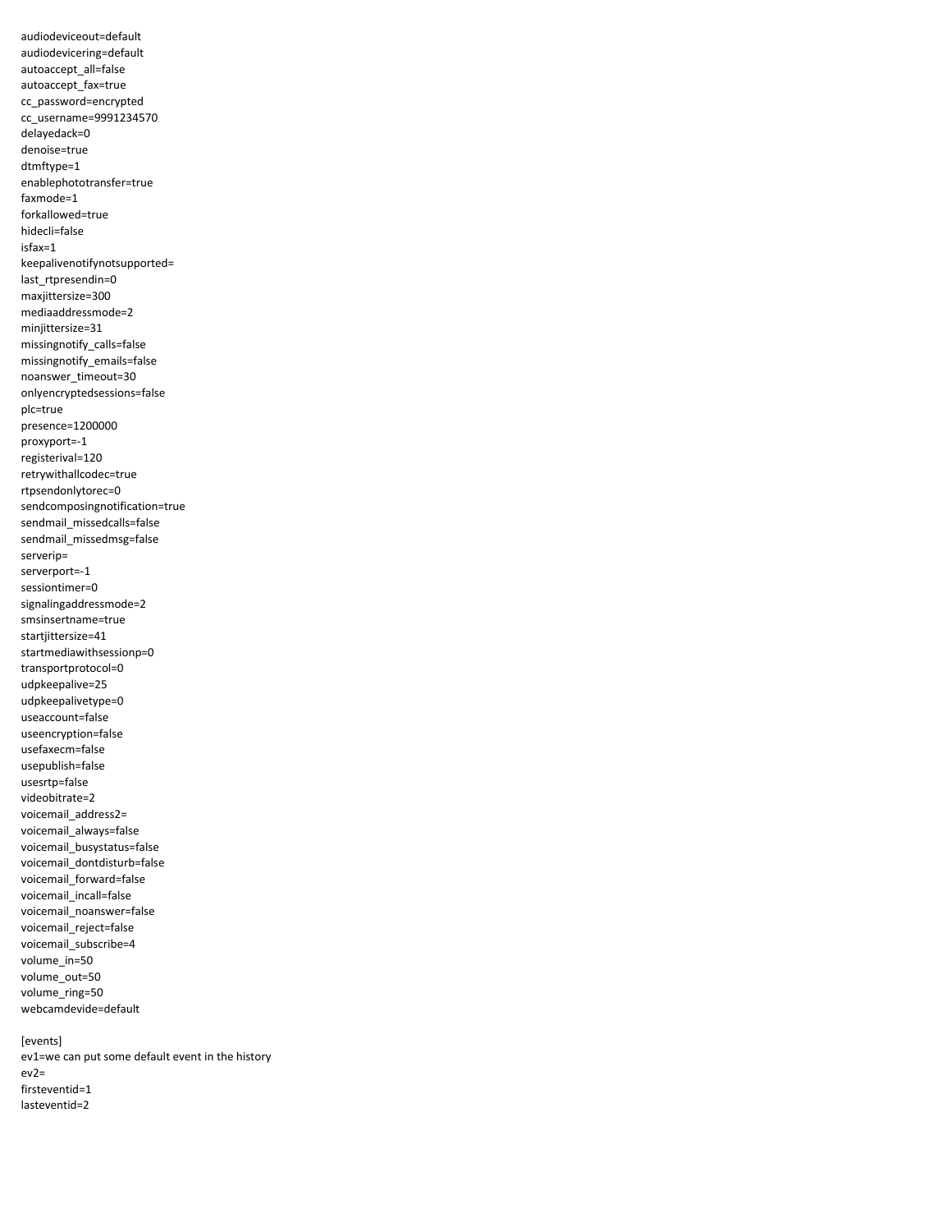```
audiodeviceout=default
audiodevicering=default
autoaccept_all=false
autoaccept_fax=true
cc_password=encrypted
cc_username=9991234570
delayedack=0
denoise=true
dtmftype=1
enablephototransfer=true
faxmode=1
forkallowed=true
hidecli=false
isfax=1
keepalivenotifynotsupported=
last_rtpresendin=0
maxjittersize=300
mediaaddressmode=2
minjittersize=31
missingnotify_calls=false
missingnotify_emails=false
noanswer_timeout=30
onlyencryptedsessions=false
plc=true
presence=1200000
proxyport=-1
registerival=120
retrywithallcodec=true
rtpsendonlytorec=0
sendcomposingnotification=true
sendmail_missedcalls=false
sendmail_missedmsg=false
serverip=
serverport=-1
sessiontimer=0
signalingaddressmode=2
smsinsertname=true
startjittersize=41
startmediawithsessionp=0
transportprotocol=0
udpkeepalive=25
udpkeepalivetype=0
useaccount=false
useencryption=false
usefaxecm=false
usepublish=false
usesrtp=false
videobitrate=2
voicemail_address2=
voicemail_always=false
voicemail_busystatus=false
voicemail_dontdisturb=false
voicemail_forward=false
voicemail_incall=false
voicemail_noanswer=false
voicemail_reject=false
voicemail_subscribe=4
volume_in=50
volume_out=50
volume_ring=50
webcamdevide=default

[events]
ev1=we can put some default event in the history
ev2=
firsteventid=1
lasteventid=2
```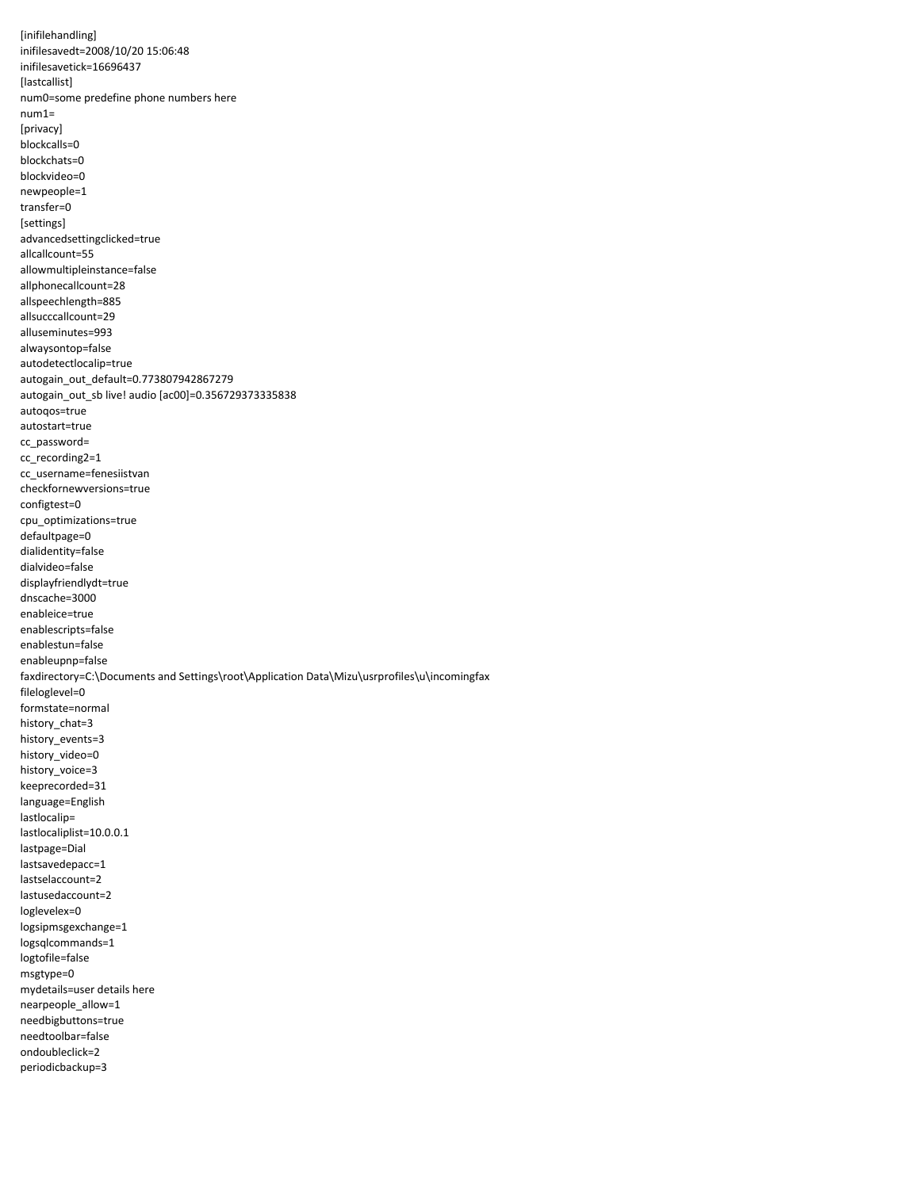```
[inifilehandling]
inifilesavedt=2008/10/20 15:06:48
inifilesavetick=16696437
[lastcallist]
num0=some predefine phone numbers here
num1=
[privacy]
blockcalls=0
blockchats=0
blockvideo=0
newpeople=1
transfer=0
[settings]
advancedsettingclicked=true
allcallcount=55
allowmultipleinstance=false
allphonecallcount=28
allspeechlength=885
allsucccallcount=29
alluseminutes=993
alwaysontop=false
autodetectlocalip=true
autogain_out_default=0.773807942867279
autogain_out_sb live! audio [ac00]=0.356729373335838
autoqos=true
autostart=true
cc_password=
cc_recording2=1
cc_username=fenesiistvan
checkfornewversions=true
configtest=0
cpu_optimizations=true
defaultpage=0
dialidentity=false
dialvideo=false
displayfriendlydt=true
dnscache=3000
enableice=true
enablescripts=false
enablestun=false
enableupnp=false
faxdirectory=C:\Documents and Settings\root\Application Data\Mizu\usrprofiles\u\incomingfax
fileloglevel=0
formstate=normal
history_chat=3
history_events=3
history_video=0
history_voice=3
keeprecorded=31
language=English
lastlocalip=
lastlocaliplist=10.0.0.1
lastpage=Dial
lastsavedepacc=1
lastselaccount=2
lastusedaccount=2
loglevelex=0
logsipmsgexchange=1
logsqlcommands=1
logtofile=false
msgtype=0
mydetails=user details here
nearpeople_allow=1
needbigbuttons=true
needtoolbar=false
ondoubleclick=2
periodicbackup=3
```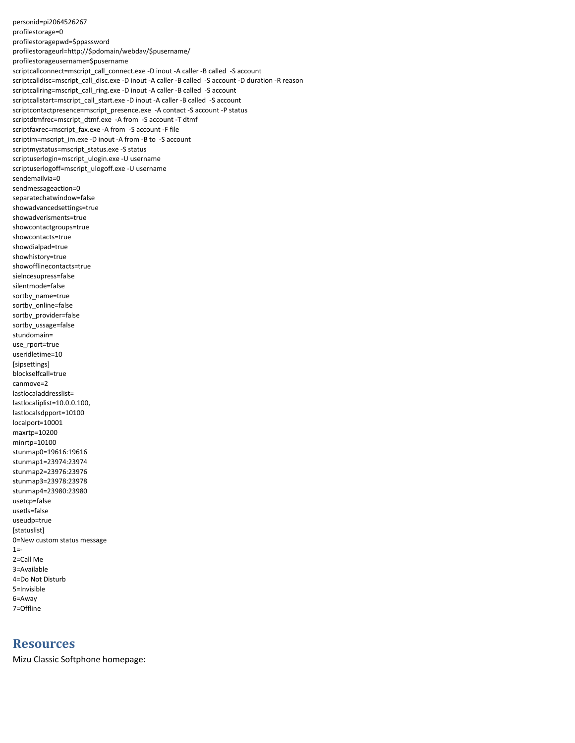personid=pi2064526267
profilestorage=0
profilestoragepwd=$ppassword
profilestorageurl=http://$pdomain/webdav/$pusername/
profilestorageusername=$pusername
scriptcallconnect=mscript_call_connect.exe -D inout -A caller -B called  -S account
scriptcalldisc=mscript_call_disc.exe -D inout -A caller -B called  -S account -D duration -R reason
scriptcallring=mscript_call_ring.exe -D inout -A caller -B called  -S account
scriptcallstart=mscript_call_start.exe -D inout -A caller -B called  -S account
scriptcontactpresence=mscript_presence.exe  -A contact -S account -P status
scriptdtmfrec=mscript_dtmf.exe  -A from  -S account -T dtmf
scriptfaxrec=mscript_fax.exe -A from  -S account -F file
scriptim=mscript_im.exe -D inout -A from -B to  -S account
scriptmystatus=mscript_status.exe -S status
scriptuserlogin=mscript_ulogin.exe -U username
scriptuserlogoff=mscript_ulogoff.exe -U username
sendemailvia=0
sendmessageaction=0
separatechatwindow=false
showadvancedsettings=true
showadverisments=true
showcontactgroups=true
showcontacts=true
showdialpad=true
showhistory=true
showofflinecontacts=true
sielncesupress=false
silentmode=false
sortby_name=true
sortby_online=false
sortby_provider=false
sortby_usage=false
stundomain=
use_rport=true
useridletime=10
[sipsettings]
blockselfcall=true
canmove=2
lastlocaladdresslist=
lastlocaliplist=10.0.0.100,
lastlocalsdpport=10100
localport=10001
maxrtp=10200
minrtp=10100
stunmap0=19616:19616
stunmap1=23974:23974
stunmap2=23976:23976
stunmap3=23978:23978
stunmap4=23980:23980
usetcp=false
usetls=false
useudp=true
[statuslist]
0=New custom status message
1=-
2=Call Me
3=Available
4=Do Not Disturb
5=Invisible
6=Away
7=Offline

# Resources

Mizu Classic Softphone homepage: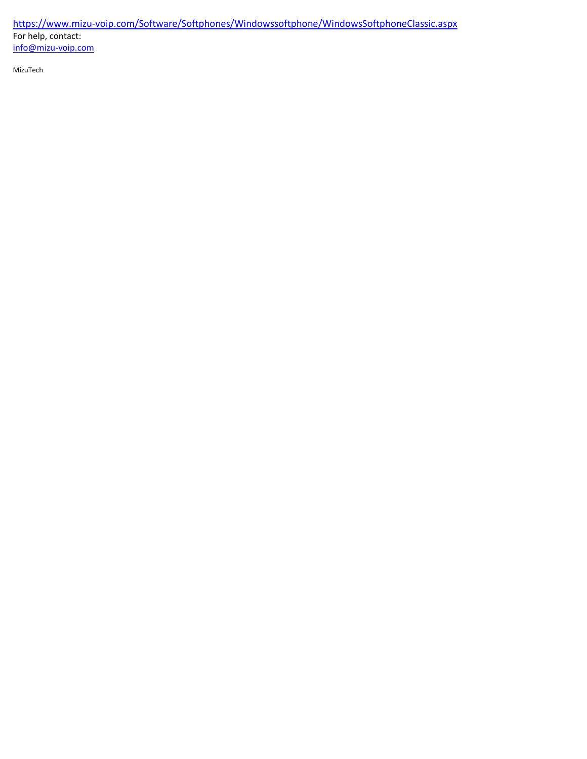https://www.mizu-voip.com/Software/Softphones/Windowssoftphone/WindowsSoftphoneClassic.aspx

For help, contact:

info@mizu-voip.com

MizuTech